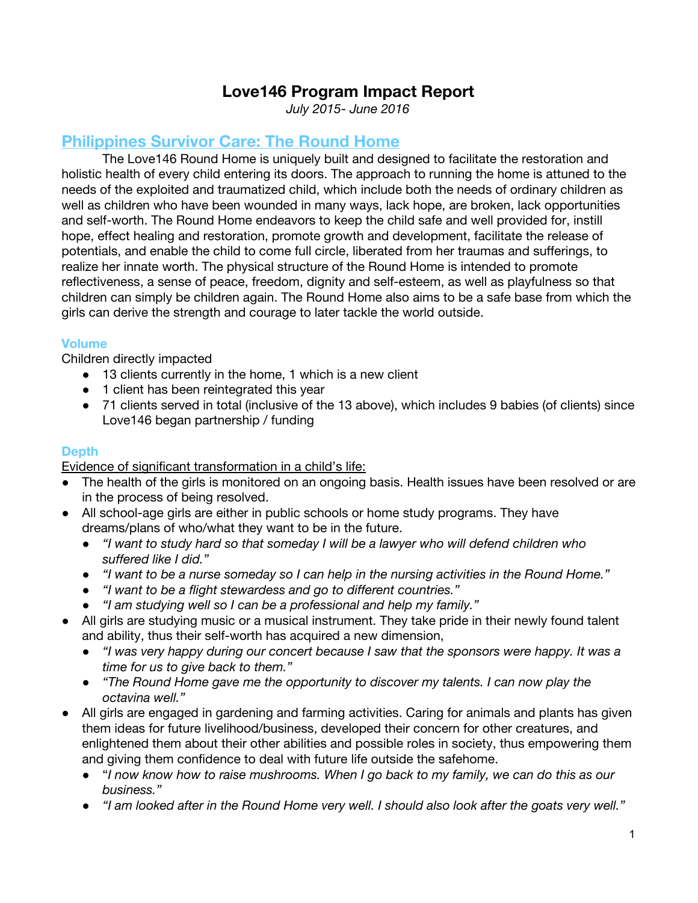# Love146 Program Impact Report

*July 2015- June 2016*

## Philippines Survivor Care: The Round Home

The Love146 Round Home is uniquely built and designed to facilitate the restoration and holistic health of every child entering its doors. The approach to running the home is attuned to the needs of the exploited and traumatized child, which include both the needs of ordinary children as well as children who have been wounded in many ways, lack hope, are broken, lack opportunities and self-worth. The Round Home endeavors to keep the child safe and well provided for, instill hope, effect healing and restoration, promote growth and development, facilitate the release of potentials, and enable the child to come full circle, liberated from her traumas and sufferings, to realize her innate worth. The physical structure of the Round Home is intended to promote reflectiveness, a sense of peace, freedom, dignity and self-esteem, as well as playfulness so that children can simply be children again. The Round Home also aims to be a safe base from which the girls can derive the strength and courage to later tackle the world outside.

### Volume

Children directly impacted

- 13 clients currently in the home, 1 which is a new client
- 1 client has been reintegrated this year
- 71 clients served in total (inclusive of the 13 above), which includes 9 babies (of clients) since Love146 began partnership / funding

### Depth

Evidence of significant transformation in a child's life:

- The health of the girls is monitored on an ongoing basis. Health issues have been resolved or are in the process of being resolved.
- All school-age girls are either in public schools or home study programs. They have dreams/plans of who/what they want to be in the future.
  - *"I want to study hard so that someday I will be a lawyer who will defend children who suffered like I did."*
  - *"I want to be a nurse someday so I can help in the nursing activities in the Round Home."*
  - *"I want to be a flight stewardess and go to different countries."*
  - *"I am studying well so I can be a professional and help my family."*
- All girls are studying music or a musical instrument. They take pride in their newly found talent and ability, thus their self-worth has acquired a new dimension,
  - *"I was very happy during our concert because I saw that the sponsors were happy. It was a time for us to give back to them."*
  - *"The Round Home gave me the opportunity to discover my talents. I can now play the octavina well."*
- All girls are engaged in gardening and farming activities. Caring for animals and plants has given them ideas for future livelihood/business, developed their concern for other creatures, and enlightened them about their other abilities and possible roles in society, thus empowering them and giving them confidence to deal with future life outside the safehome.
  - *"I now know how to raise mushrooms. When I go back to my family, we can do this as our business."*
  - *"I am looked after in the Round Home very well. I should also look after the goats very well."*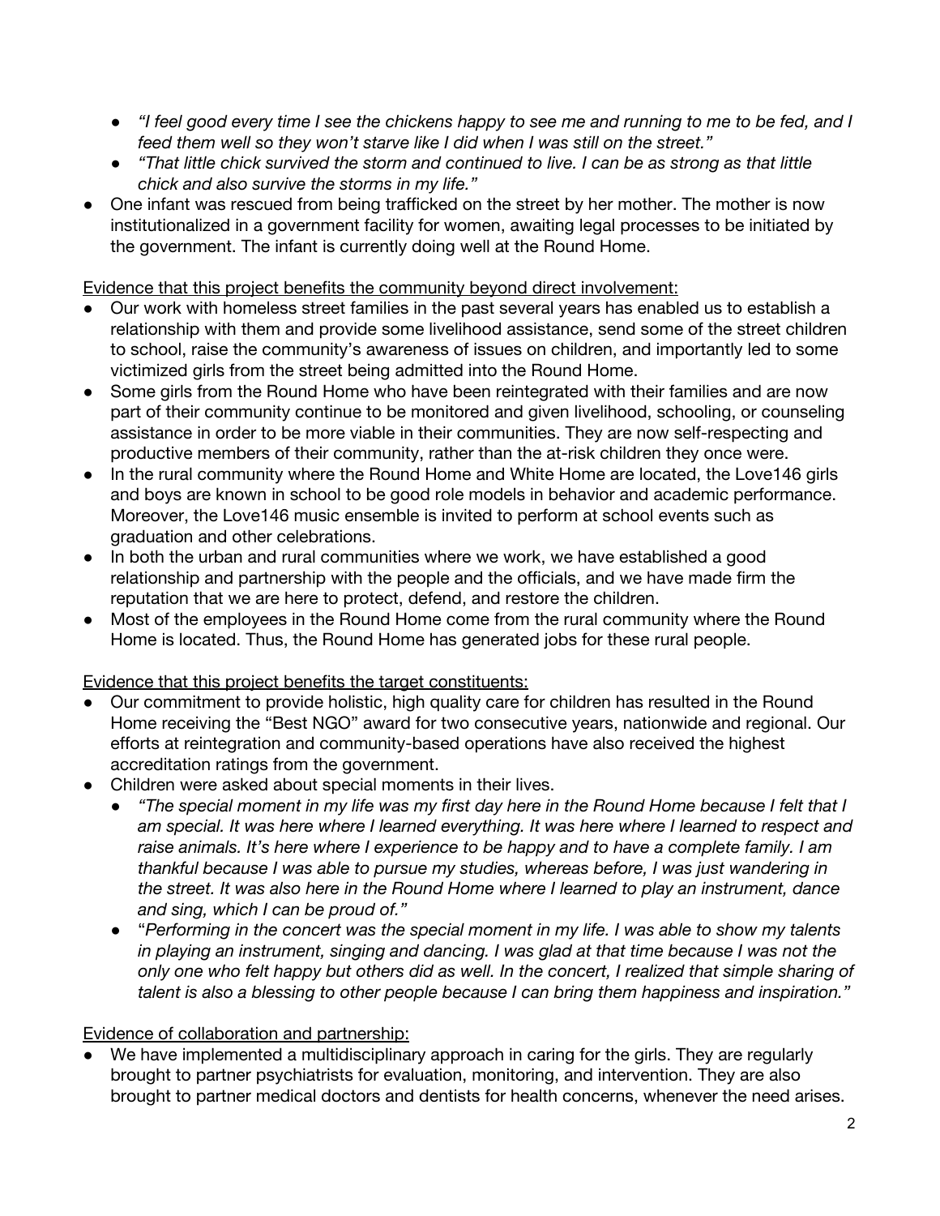- *"I feel good every time I see the chickens happy to see me and running to me to be fed, and I feed them well so they won't starve like I did when I was still on the street."*
    - *"That little chick survived the storm and continued to live. I can be as strong as that little chick and also survive the storms in my life."*
- One infant was rescued from being trafficked on the street by her mother. The mother is now institutionalized in a government facility for women, awaiting legal processes to be initiated by the government. The infant is currently doing well at the Round Home.

<u>Evidence that this project benefits the community beyond direct involvement:</u>

- Our work with homeless street families in the past several years has enabled us to establish a relationship with them and provide some livelihood assistance, send some of the street children to school, raise the community's awareness of issues on children, and importantly led to some victimized girls from the street being admitted into the Round Home.
- Some girls from the Round Home who have been reintegrated with their families and are now part of their community continue to be monitored and given livelihood, schooling, or counseling assistance in order to be more viable in their communities. They are now self-respecting and productive members of their community, rather than the at-risk children they once were.
- In the rural community where the Round Home and White Home are located, the Love146 girls and boys are known in school to be good role models in behavior and academic performance. Moreover, the Love146 music ensemble is invited to perform at school events such as graduation and other celebrations.
- In both the urban and rural communities where we work, we have established a good relationship and partnership with the people and the officials, and we have made firm the reputation that we are here to protect, defend, and restore the children.
- Most of the employees in the Round Home come from the rural community where the Round Home is located. Thus, the Round Home has generated jobs for these rural people.

<u>Evidence that this project benefits the target constituents:</u>

- Our commitment to provide holistic, high quality care for children has resulted in the Round Home receiving the "Best NGO" award for two consecutive years, nationwide and regional. Our efforts at reintegration and community-based operations have also received the highest accreditation ratings from the government.
- Children were asked about special moments in their lives.
    - *"The special moment in my life was my first day here in the Round Home because I felt that I am special. It was here where I learned everything. It was here where I learned to respect and raise animals. It's here where I experience to be happy and to have a complete family. I am thankful because I was able to pursue my studies, whereas before, I was just wandering in the street. It was also here in the Round Home where I learned to play an instrument, dance and sing, which I can be proud of."*
    - "*Performing in the concert was the special moment in my life. I was able to show my talents in playing an instrument, singing and dancing. I was glad at that time because I was not the only one who felt happy but others did as well. In the concert, I realized that simple sharing of talent is also a blessing to other people because I can bring them happiness and inspiration."*

<u>Evidence of collaboration and partnership:</u>

- We have implemented a multidisciplinary approach in caring for the girls. They are regularly brought to partner psychiatrists for evaluation, monitoring, and intervention. They are also brought to partner medical doctors and dentists for health concerns, whenever the need arises.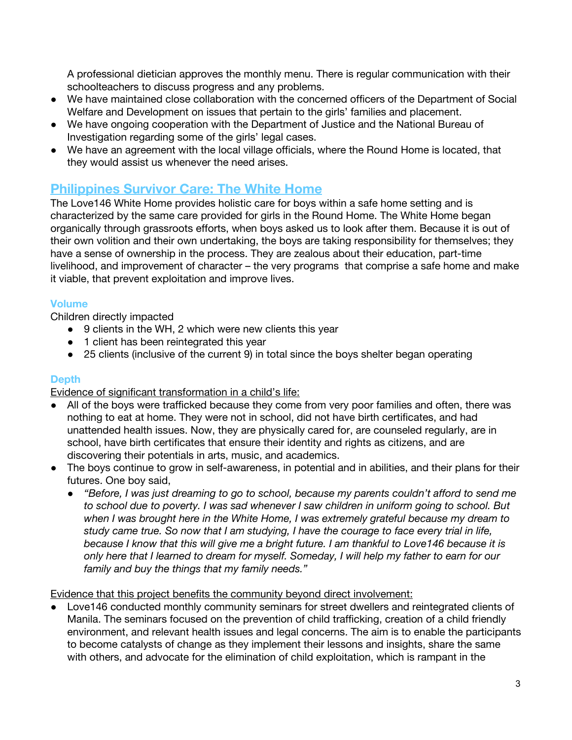A professional dietician approves the monthly menu. There is regular communication with their schoolteachers to discuss progress and any problems.

- We have maintained close collaboration with the concerned officers of the Department of Social Welfare and Development on issues that pertain to the girls' families and placement.
- We have ongoing cooperation with the Department of Justice and the National Bureau of Investigation regarding some of the girls' legal cases.
- We have an agreement with the local village officials, where the Round Home is located, that they would assist us whenever the need arises.

## Philippines Survivor Care: The White Home

The Love146 White Home provides holistic care for boys within a safe home setting and is characterized by the same care provided for girls in the Round Home. The White Home began organically through grassroots efforts, when boys asked us to look after them. Because it is out of their own volition and their own undertaking, the boys are taking responsibility for themselves; they have a sense of ownership in the process. They are zealous about their education, part-time livelihood, and improvement of character – the very programs that comprise a safe home and make it viable, that prevent exploitation and improve lives.

### Volume

Children directly impacted

- 9 clients in the WH, 2 which were new clients this year
- 1 client has been reintegrated this year
- 25 clients (inclusive of the current 9) in total since the boys shelter began operating

### Depth

Evidence of significant transformation in a child's life:

- All of the boys were trafficked because they come from very poor families and often, there was nothing to eat at home. They were not in school, did not have birth certificates, and had unattended health issues. Now, they are physically cared for, are counseled regularly, are in school, have birth certificates that ensure their identity and rights as citizens, and are discovering their potentials in arts, music, and academics.
- The boys continue to grow in self-awareness, in potential and in abilities, and their plans for their futures. One boy said,
  - *"Before, I was just dreaming to go to school, because my parents couldn't afford to send me to school due to poverty. I was sad whenever I saw children in uniform going to school. But when I was brought here in the White Home, I was extremely grateful because my dream to study came true. So now that I am studying, I have the courage to face every trial in life, because I know that this will give me a bright future. I am thankful to Love146 because it is only here that I learned to dream for myself. Someday, I will help my father to earn for our family and buy the things that my family needs."*

Evidence that this project benefits the community beyond direct involvement:

- Love146 conducted monthly community seminars for street dwellers and reintegrated clients of Manila. The seminars focused on the prevention of child trafficking, creation of a child friendly environment, and relevant health issues and legal concerns. The aim is to enable the participants to become catalysts of change as they implement their lessons and insights, share the same with others, and advocate for the elimination of child exploitation, which is rampant in the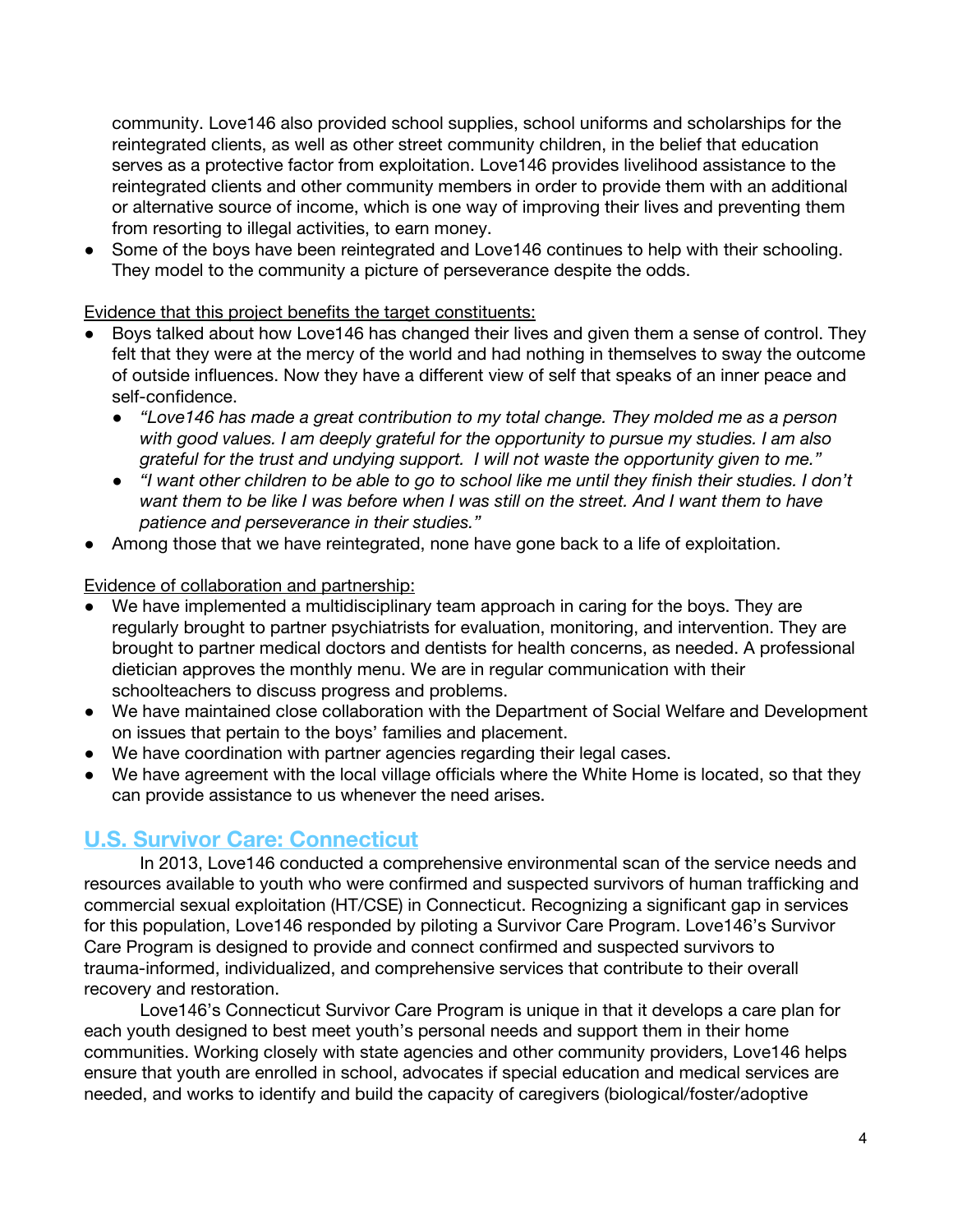community. Love146 also provided school supplies, school uniforms and scholarships for the reintegrated clients, as well as other street community children, in the belief that education serves as a protective factor from exploitation. Love146 provides livelihood assistance to the reintegrated clients and other community members in order to provide them with an additional or alternative source of income, which is one way of improving their lives and preventing them from resorting to illegal activities, to earn money.

- Some of the boys have been reintegrated and Love146 continues to help with their schooling. They model to the community a picture of perseverance despite the odds.

Evidence that this project benefits the target constituents:

- Boys talked about how Love146 has changed their lives and given them a sense of control. They felt that they were at the mercy of the world and had nothing in themselves to sway the outcome of outside influences. Now they have a different view of self that speaks of an inner peace and self-confidence.
  - *"Love146 has made a great contribution to my total change. They molded me as a person with good values. I am deeply grateful for the opportunity to pursue my studies. I am also grateful for the trust and undying support. I will not waste the opportunity given to me."*
  - *"I want other children to be able to go to school like me until they finish their studies. I don't want them to be like I was before when I was still on the street. And I want them to have patience and perseverance in their studies."*
- Among those that we have reintegrated, none have gone back to a life of exploitation.

Evidence of collaboration and partnership:

- We have implemented a multidisciplinary team approach in caring for the boys. They are regularly brought to partner psychiatrists for evaluation, monitoring, and intervention. They are brought to partner medical doctors and dentists for health concerns, as needed. A professional dietician approves the monthly menu. We are in regular communication with their schoolteachers to discuss progress and problems.
- We have maintained close collaboration with the Department of Social Welfare and Development on issues that pertain to the boys' families and placement.
- We have coordination with partner agencies regarding their legal cases.
- We have agreement with the local village officials where the White Home is located, so that they can provide assistance to us whenever the need arises.

## U.S. Survivor Care: Connecticut

In 2013, Love146 conducted a comprehensive environmental scan of the service needs and resources available to youth who were confirmed and suspected survivors of human trafficking and commercial sexual exploitation (HT/CSE) in Connecticut. Recognizing a significant gap in services for this population, Love146 responded by piloting a Survivor Care Program. Love146's Survivor Care Program is designed to provide and connect confirmed and suspected survivors to trauma-informed, individualized, and comprehensive services that contribute to their overall recovery and restoration.

Love146's Connecticut Survivor Care Program is unique in that it develops a care plan for each youth designed to best meet youth's personal needs and support them in their home communities. Working closely with state agencies and other community providers, Love146 helps ensure that youth are enrolled in school, advocates if special education and medical services are needed, and works to identify and build the capacity of caregivers (biological/foster/adoptive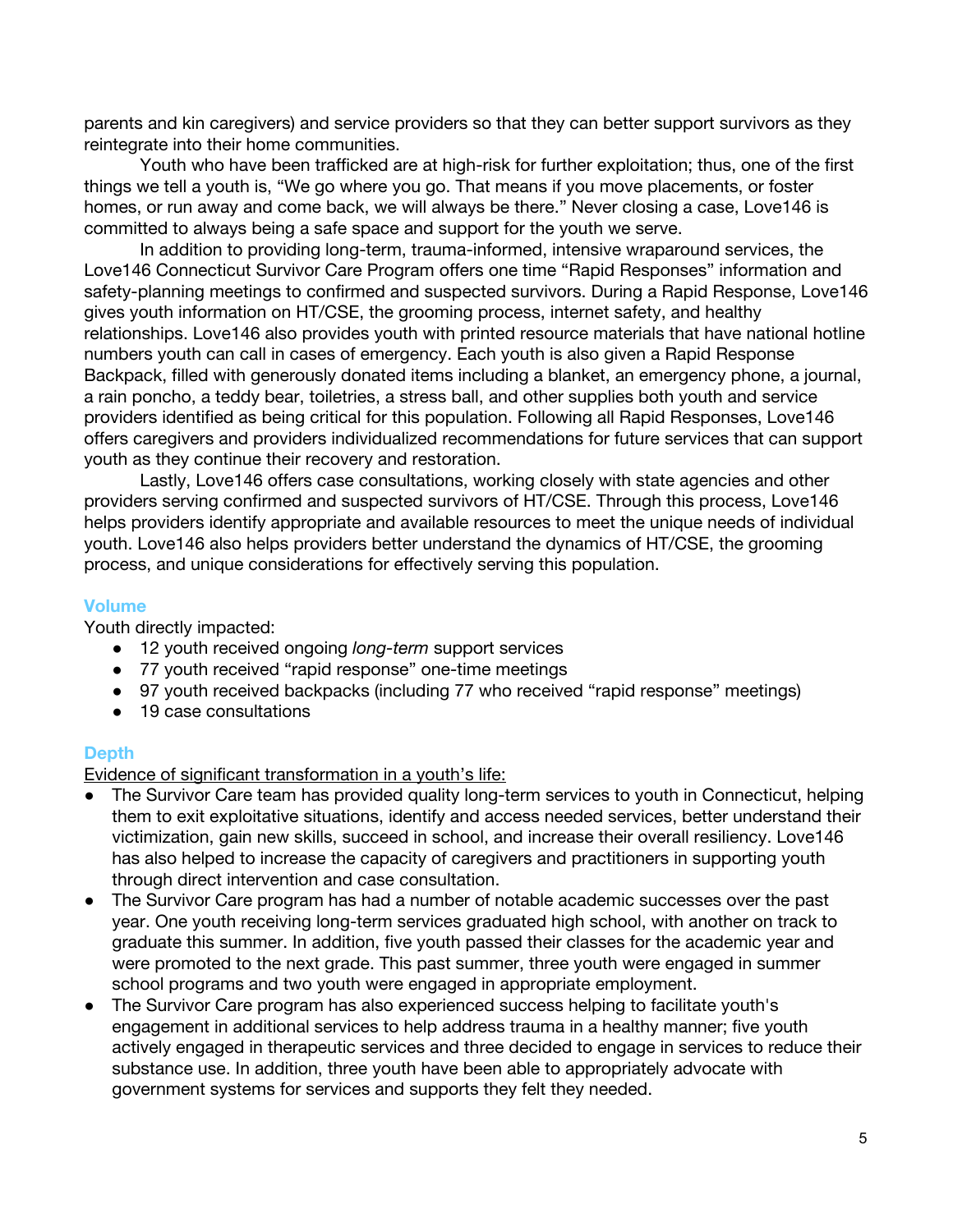parents and kin caregivers) and service providers so that they can better support survivors as they reintegrate into their home communities.

Youth who have been trafficked are at high-risk for further exploitation; thus, one of the first things we tell a youth is, "We go where you go. That means if you move placements, or foster homes, or run away and come back, we will always be there." Never closing a case, Love146 is committed to always being a safe space and support for the youth we serve.

In addition to providing long-term, trauma-informed, intensive wraparound services, the Love146 Connecticut Survivor Care Program offers one time "Rapid Responses" information and safety-planning meetings to confirmed and suspected survivors. During a Rapid Response, Love146 gives youth information on HT/CSE, the grooming process, internet safety, and healthy relationships. Love146 also provides youth with printed resource materials that have national hotline numbers youth can call in cases of emergency. Each youth is also given a Rapid Response Backpack, filled with generously donated items including a blanket, an emergency phone, a journal, a rain poncho, a teddy bear, toiletries, a stress ball, and other supplies both youth and service providers identified as being critical for this population. Following all Rapid Responses, Love146 offers caregivers and providers individualized recommendations for future services that can support youth as they continue their recovery and restoration.

Lastly, Love146 offers case consultations, working closely with state agencies and other providers serving confirmed and suspected survivors of HT/CSE. Through this process, Love146 helps providers identify appropriate and available resources to meet the unique needs of individual youth. Love146 also helps providers better understand the dynamics of HT/CSE, the grooming process, and unique considerations for effectively serving this population.

### Volume

Youth directly impacted:

- 12 youth received ongoing *long-term* support services
- 77 youth received "rapid response" one-time meetings
- 97 youth received backpacks (including 77 who received "rapid response" meetings)
- 19 case consultations

### Depth

Evidence of significant transformation in a youth's life:

- The Survivor Care team has provided quality long-term services to youth in Connecticut, helping them to exit exploitative situations, identify and access needed services, better understand their victimization, gain new skills, succeed in school, and increase their overall resiliency. Love146 has also helped to increase the capacity of caregivers and practitioners in supporting youth through direct intervention and case consultation.
- The Survivor Care program has had a number of notable academic successes over the past year. One youth receiving long-term services graduated high school, with another on track to graduate this summer. In addition, five youth passed their classes for the academic year and were promoted to the next grade. This past summer, three youth were engaged in summer school programs and two youth were engaged in appropriate employment.
- The Survivor Care program has also experienced success helping to facilitate youth's engagement in additional services to help address trauma in a healthy manner; five youth actively engaged in therapeutic services and three decided to engage in services to reduce their substance use. In addition, three youth have been able to appropriately advocate with government systems for services and supports they felt they needed.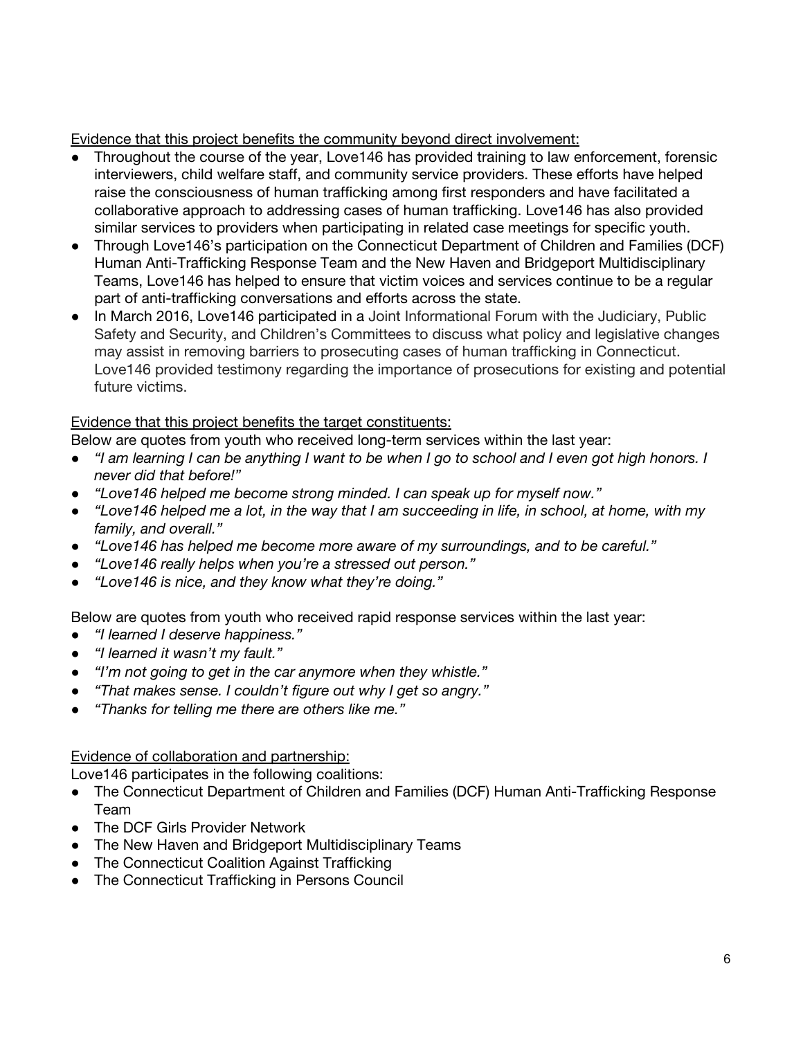<u>Evidence that this project benefits the community beyond direct involvement:</u>

- Throughout the course of the year, Love146 has provided training to law enforcement, forensic interviewers, child welfare staff, and community service providers. These efforts have helped raise the consciousness of human trafficking among first responders and have facilitated a collaborative approach to addressing cases of human trafficking. Love146 has also provided similar services to providers when participating in related case meetings for specific youth.
- Through Love146's participation on the Connecticut Department of Children and Families (DCF) Human Anti-Trafficking Response Team and the New Haven and Bridgeport Multidisciplinary Teams, Love146 has helped to ensure that victim voices and services continue to be a regular part of anti-trafficking conversations and efforts across the state.
- In March 2016, Love146 participated in a Joint Informational Forum with the Judiciary, Public Safety and Security, and Children's Committees to discuss what policy and legislative changes may assist in removing barriers to prosecuting cases of human trafficking in Connecticut. Love146 provided testimony regarding the importance of prosecutions for existing and potential future victims.

<u>Evidence that this project benefits the target constituents:</u>

Below are quotes from youth who received long-term services within the last year:

- *"I am learning I can be anything I want to be when I go to school and I even got high honors. I never did that before!"*
- *"Love146 helped me become strong minded. I can speak up for myself now."*
- *"Love146 helped me a lot, in the way that I am succeeding in life, in school, at home, with my family, and overall."*
- *"Love146 has helped me become more aware of my surroundings, and to be careful."*
- *"Love146 really helps when you're a stressed out person."*
- *"Love146 is nice, and they know what they're doing."*

Below are quotes from youth who received rapid response services within the last year:

- *"I learned I deserve happiness."*
- *"I learned it wasn't my fault."*
- *"I'm not going to get in the car anymore when they whistle."*
- *"That makes sense. I couldn't figure out why I get so angry."*
- *"Thanks for telling me there are others like me."*

<u>Evidence of collaboration and partnership:</u>

Love146 participates in the following coalitions:

- The Connecticut Department of Children and Families (DCF) Human Anti-Trafficking Response Team
- The DCF Girls Provider Network
- The New Haven and Bridgeport Multidisciplinary Teams
- The Connecticut Coalition Against Trafficking
- The Connecticut Trafficking in Persons Council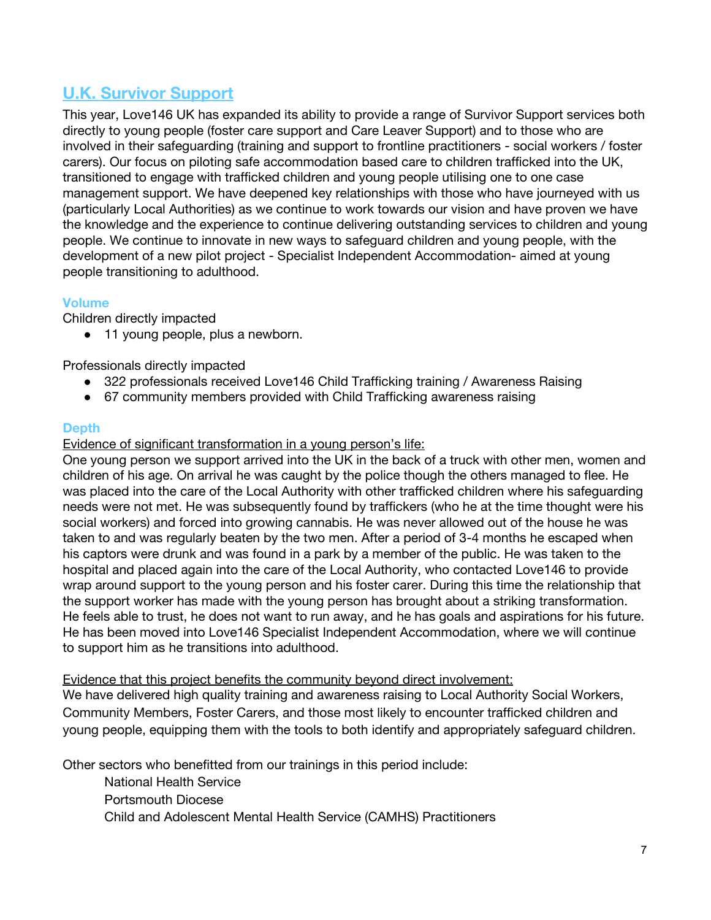## U.K. Survivor Support

This year, Love146 UK has expanded its ability to provide a range of Survivor Support services both directly to young people (foster care support and Care Leaver Support) and to those who are involved in their safeguarding (training and support to frontline practitioners - social workers / foster carers). Our focus on piloting safe accommodation based care to children trafficked into the UK, transitioned to engage with trafficked children and young people utilising one to one case management support. We have deepened key relationships with those who have journeyed with us (particularly Local Authorities) as we continue to work towards our vision and have proven we have the knowledge and the experience to continue delivering outstanding services to children and young people. We continue to innovate in new ways to safeguard children and young people, with the development of a new pilot project - Specialist Independent Accommodation- aimed at young people transitioning to adulthood.

### Volume

Children directly impacted

- 11 young people, plus a newborn.

Professionals directly impacted

- 322 professionals received Love146 Child Trafficking training / Awareness Raising
- 67 community members provided with Child Trafficking awareness raising

### Depth

Evidence of significant transformation in a young person's life:

One young person we support arrived into the UK in the back of a truck with other men, women and children of his age. On arrival he was caught by the police though the others managed to flee. He was placed into the care of the Local Authority with other trafficked children where his safeguarding needs were not met. He was subsequently found by traffickers (who he at the time thought were his social workers) and forced into growing cannabis. He was never allowed out of the house he was taken to and was regularly beaten by the two men. After a period of 3-4 months he escaped when his captors were drunk and was found in a park by a member of the public. He was taken to the hospital and placed again into the care of the Local Authority, who contacted Love146 to provide wrap around support to the young person and his foster carer. During this time the relationship that the support worker has made with the young person has brought about a striking transformation. He feels able to trust, he does not want to run away, and he has goals and aspirations for his future. He has been moved into Love146 Specialist Independent Accommodation, where we will continue to support him as he transitions into adulthood.

Evidence that this project benefits the community beyond direct involvement:

We have delivered high quality training and awareness raising to Local Authority Social Workers, Community Members, Foster Carers, and those most likely to encounter trafficked children and young people, equipping them with the tools to both identify and appropriately safeguard children.

Other sectors who benefitted from our trainings in this period include:

National Health Service
Portsmouth Diocese
Child and Adolescent Mental Health Service (CAMHS) Practitioners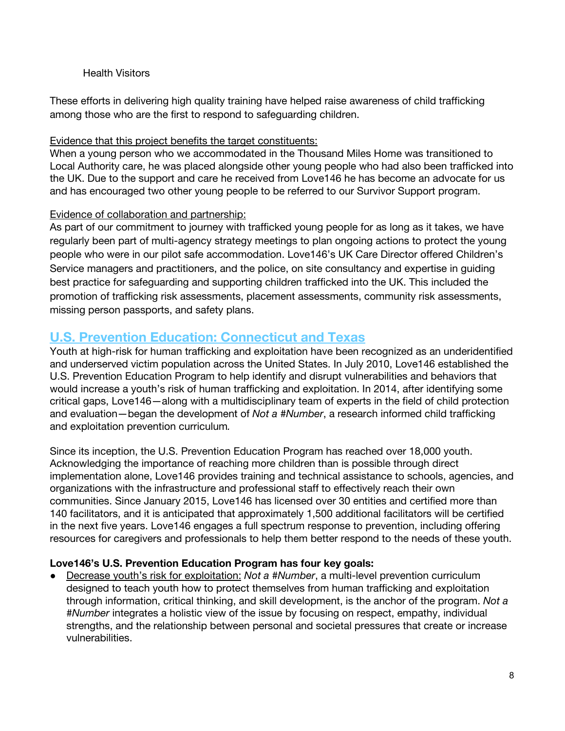Health Visitors

These efforts in delivering high quality training have helped raise awareness of child trafficking among those who are the first to respond to safeguarding children.

Evidence that this project benefits the target constituents:
When a young person who we accommodated in the Thousand Miles Home was transitioned to Local Authority care, he was placed alongside other young people who had also been trafficked into the UK. Due to the support and care he received from Love146 he has become an advocate for us and has encouraged two other young people to be referred to our Survivor Support program.

Evidence of collaboration and partnership:
As part of our commitment to journey with trafficked young people for as long as it takes, we have regularly been part of multi-agency strategy meetings to plan ongoing actions to protect the young people who were in our pilot safe accommodation. Love146's UK Care Director offered Children's Service managers and practitioners, and the police, on site consultancy and expertise in guiding best practice for safeguarding and supporting children trafficked into the UK. This included the promotion of trafficking risk assessments, placement assessments, community risk assessments, missing person passports, and safety plans.

## U.S. Prevention Education: Connecticut and Texas

Youth at high-risk for human trafficking and exploitation have been recognized as an underidentified and underserved victim population across the United States. In July 2010, Love146 established the U.S. Prevention Education Program to help identify and disrupt vulnerabilities and behaviors that would increase a youth's risk of human trafficking and exploitation. In 2014, after identifying some critical gaps, Love146—along with a multidisciplinary team of experts in the field of child protection and evaluation—began the development of *Not a #Number*, a research informed child trafficking and exploitation prevention curriculum.

Since its inception, the U.S. Prevention Education Program has reached over 18,000 youth. Acknowledging the importance of reaching more children than is possible through direct implementation alone, Love146 provides training and technical assistance to schools, agencies, and organizations with the infrastructure and professional staff to effectively reach their own communities. Since January 2015, Love146 has licensed over 30 entities and certified more than 140 facilitators, and it is anticipated that approximately 1,500 additional facilitators will be certified in the next five years. Love146 engages a full spectrum response to prevention, including offering resources for caregivers and professionals to help them better respond to the needs of these youth.

**Love146's U.S. Prevention Education Program has four key goals:**

- Decrease youth's risk for exploitation: *Not a #Number*, a multi-level prevention curriculum designed to teach youth how to protect themselves from human trafficking and exploitation through information, critical thinking, and skill development, is the anchor of the program. *Not a #Number* integrates a holistic view of the issue by focusing on respect, empathy, individual strengths, and the relationship between personal and societal pressures that create or increase vulnerabilities.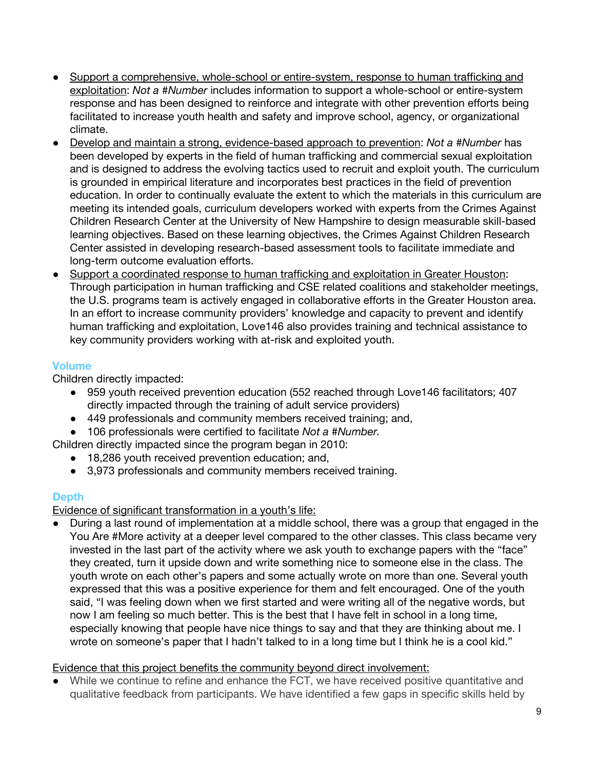- Support a comprehensive, whole-school or entire-system, response to human trafficking and exploitation: *Not a #Number* includes information to support a whole-school or entire-system response and has been designed to reinforce and integrate with other prevention efforts being facilitated to increase youth health and safety and improve school, agency, or organizational climate.
- Develop and maintain a strong, evidence-based approach to prevention: *Not a #Number* has been developed by experts in the field of human trafficking and commercial sexual exploitation and is designed to address the evolving tactics used to recruit and exploit youth. The curriculum is grounded in empirical literature and incorporates best practices in the field of prevention education. In order to continually evaluate the extent to which the materials in this curriculum are meeting its intended goals, curriculum developers worked with experts from the Crimes Against Children Research Center at the University of New Hampshire to design measurable skill-based learning objectives. Based on these learning objectives, the Crimes Against Children Research Center assisted in developing research-based assessment tools to facilitate immediate and long-term outcome evaluation efforts.
- Support a coordinated response to human trafficking and exploitation in Greater Houston: Through participation in human trafficking and CSE related coalitions and stakeholder meetings, the U.S. programs team is actively engaged in collaborative efforts in the Greater Houston area. In an effort to increase community providers' knowledge and capacity to prevent and identify human trafficking and exploitation, Love146 also provides training and technical assistance to key community providers working with at-risk and exploited youth.

### Volume

Children directly impacted:

- 959 youth received prevention education (552 reached through Love146 facilitators; 407 directly impacted through the training of adult service providers)
- 449 professionals and community members received training; and,
- 106 professionals were certified to facilitate *Not a #Number.*

Children directly impacted since the program began in 2010:

- 18,286 youth received prevention education; and,
- 3,973 professionals and community members received training.

### Depth

Evidence of significant transformation in a youth's life:

- During a last round of implementation at a middle school, there was a group that engaged in the You Are #More activity at a deeper level compared to the other classes. This class became very invested in the last part of the activity where we ask youth to exchange papers with the "face" they created, turn it upside down and write something nice to someone else in the class. The youth wrote on each other's papers and some actually wrote on more than one. Several youth expressed that this was a positive experience for them and felt encouraged. One of the youth said, "I was feeling down when we first started and were writing all of the negative words, but now I am feeling so much better. This is the best that I have felt in school in a long time, especially knowing that people have nice things to say and that they are thinking about me. I wrote on someone's paper that I hadn't talked to in a long time but I think he is a cool kid."

Evidence that this project benefits the community beyond direct involvement:

- While we continue to refine and enhance the FCT, we have received positive quantitative and qualitative feedback from participants. We have identified a few gaps in specific skills held by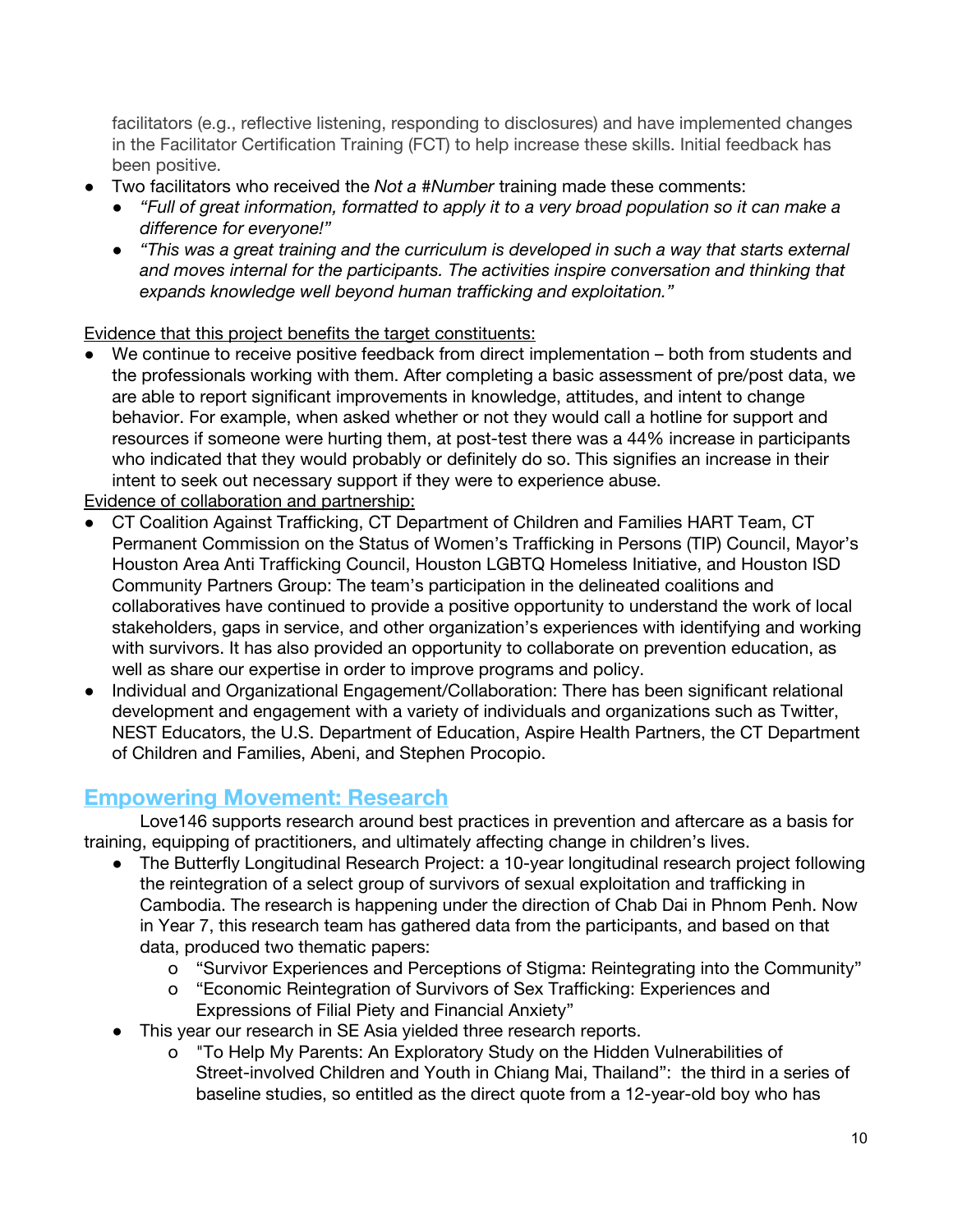facilitators (e.g., reflective listening, responding to disclosures) and have implemented changes in the Facilitator Certification Training (FCT) to help increase these skills. Initial feedback has been positive.

- Two facilitators who received the *Not a #Number* training made these comments:
  - *"Full of great information, formatted to apply it to a very broad population so it can make a difference for everyone!"*
  - *"This was a great training and the curriculum is developed in such a way that starts external and moves internal for the participants. The activities inspire conversation and thinking that expands knowledge well beyond human trafficking and exploitation."*

<u>Evidence that this project benefits the target constituents:</u>

- We continue to receive positive feedback from direct implementation – both from students and the professionals working with them. After completing a basic assessment of pre/post data, we are able to report significant improvements in knowledge, attitudes, and intent to change behavior. For example, when asked whether or not they would call a hotline for support and resources if someone were hurting them, at post-test there was a 44% increase in participants who indicated that they would probably or definitely do so. This signifies an increase in their intent to seek out necessary support if they were to experience abuse.

<u>Evidence of collaboration and partnership:</u>

- CT Coalition Against Trafficking, CT Department of Children and Families HART Team, CT Permanent Commission on the Status of Women's Trafficking in Persons (TIP) Council, Mayor's Houston Area Anti Trafficking Council, Houston LGBTQ Homeless Initiative, and Houston ISD Community Partners Group: The team's participation in the delineated coalitions and collaboratives have continued to provide a positive opportunity to understand the work of local stakeholders, gaps in service, and other organization's experiences with identifying and working with survivors. It has also provided an opportunity to collaborate on prevention education, as well as share our expertise in order to improve programs and policy.
- Individual and Organizational Engagement/Collaboration: There has been significant relational development and engagement with a variety of individuals and organizations such as Twitter, NEST Educators, the U.S. Department of Education, Aspire Health Partners, the CT Department of Children and Families, Abeni, and Stephen Procopio.

## Empowering Movement: Research

Love146 supports research around best practices in prevention and aftercare as a basis for training, equipping of practitioners, and ultimately affecting change in children's lives.

- The Butterfly Longitudinal Research Project: a 10-year longitudinal research project following the reintegration of a select group of survivors of sexual exploitation and trafficking in Cambodia. The research is happening under the direction of Chab Dai in Phnom Penh. Now in Year 7, this research team has gathered data from the participants, and based on that data, produced two thematic papers:
  - "Survivor Experiences and Perceptions of Stigma: Reintegrating into the Community"
  - "Economic Reintegration of Survivors of Sex Trafficking: Experiences and Expressions of Filial Piety and Financial Anxiety"
- This year our research in SE Asia yielded three research reports.
  - "To Help My Parents: An Exploratory Study on the Hidden Vulnerabilities of Street-involved Children and Youth in Chiang Mai, Thailand": the third in a series of baseline studies, so entitled as the direct quote from a 12-year-old boy who has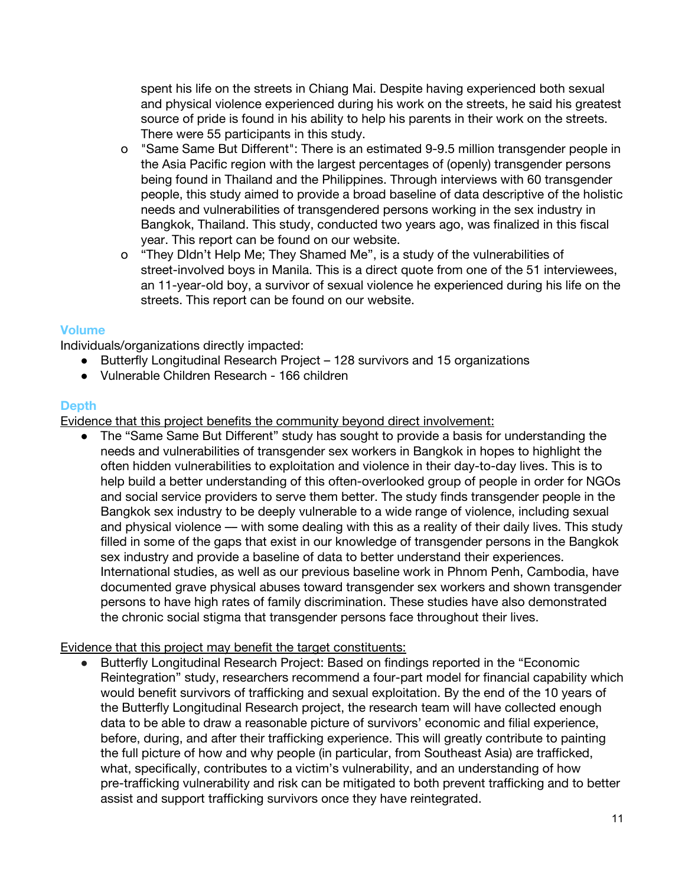spent his life on the streets in Chiang Mai. Despite having experienced both sexual and physical violence experienced during his work on the streets, he said his greatest source of pride is found in his ability to help his parents in their work on the streets. There were 55 participants in this study.

- "Same Same But Different": There is an estimated 9-9.5 million transgender people in the Asia Pacific region with the largest percentages of (openly) transgender persons being found in Thailand and the Philippines. Through interviews with 60 transgender people, this study aimed to provide a broad baseline of data descriptive of the holistic needs and vulnerabilities of transgendered persons working in the sex industry in Bangkok, Thailand. This study, conducted two years ago, was finalized in this fiscal year. This report can be found on our website.
- "They DIdn't Help Me; They Shamed Me", is a study of the vulnerabilities of street-involved boys in Manila. This is a direct quote from one of the 51 interviewees, an 11-year-old boy, a survivor of sexual violence he experienced during his life on the streets. This report can be found on our website.

### Volume

Individuals/organizations directly impacted:

- Butterfly Longitudinal Research Project – 128 survivors and 15 organizations
- Vulnerable Children Research - 166 children

### Depth

Evidence that this project benefits the community beyond direct involvement:

- The "Same Same But Different" study has sought to provide a basis for understanding the needs and vulnerabilities of transgender sex workers in Bangkok in hopes to highlight the often hidden vulnerabilities to exploitation and violence in their day-to-day lives. This is to help build a better understanding of this often-overlooked group of people in order for NGOs and social service providers to serve them better. The study finds transgender people in the Bangkok sex industry to be deeply vulnerable to a wide range of violence, including sexual and physical violence — with some dealing with this as a reality of their daily lives. This study filled in some of the gaps that exist in our knowledge of transgender persons in the Bangkok sex industry and provide a baseline of data to better understand their experiences. International studies, as well as our previous baseline work in Phnom Penh, Cambodia, have documented grave physical abuses toward transgender sex workers and shown transgender persons to have high rates of family discrimination. These studies have also demonstrated the chronic social stigma that transgender persons face throughout their lives.

Evidence that this project may benefit the target constituents:

- Butterfly Longitudinal Research Project: Based on findings reported in the "Economic Reintegration" study, researchers recommend a four-part model for financial capability which would benefit survivors of trafficking and sexual exploitation. By the end of the 10 years of the Butterfly Longitudinal Research project, the research team will have collected enough data to be able to draw a reasonable picture of survivors' economic and filial experience, before, during, and after their trafficking experience. This will greatly contribute to painting the full picture of how and why people (in particular, from Southeast Asia) are trafficked, what, specifically, contributes to a victim's vulnerability, and an understanding of how pre-trafficking vulnerability and risk can be mitigated to both prevent trafficking and to better assist and support trafficking survivors once they have reintegrated.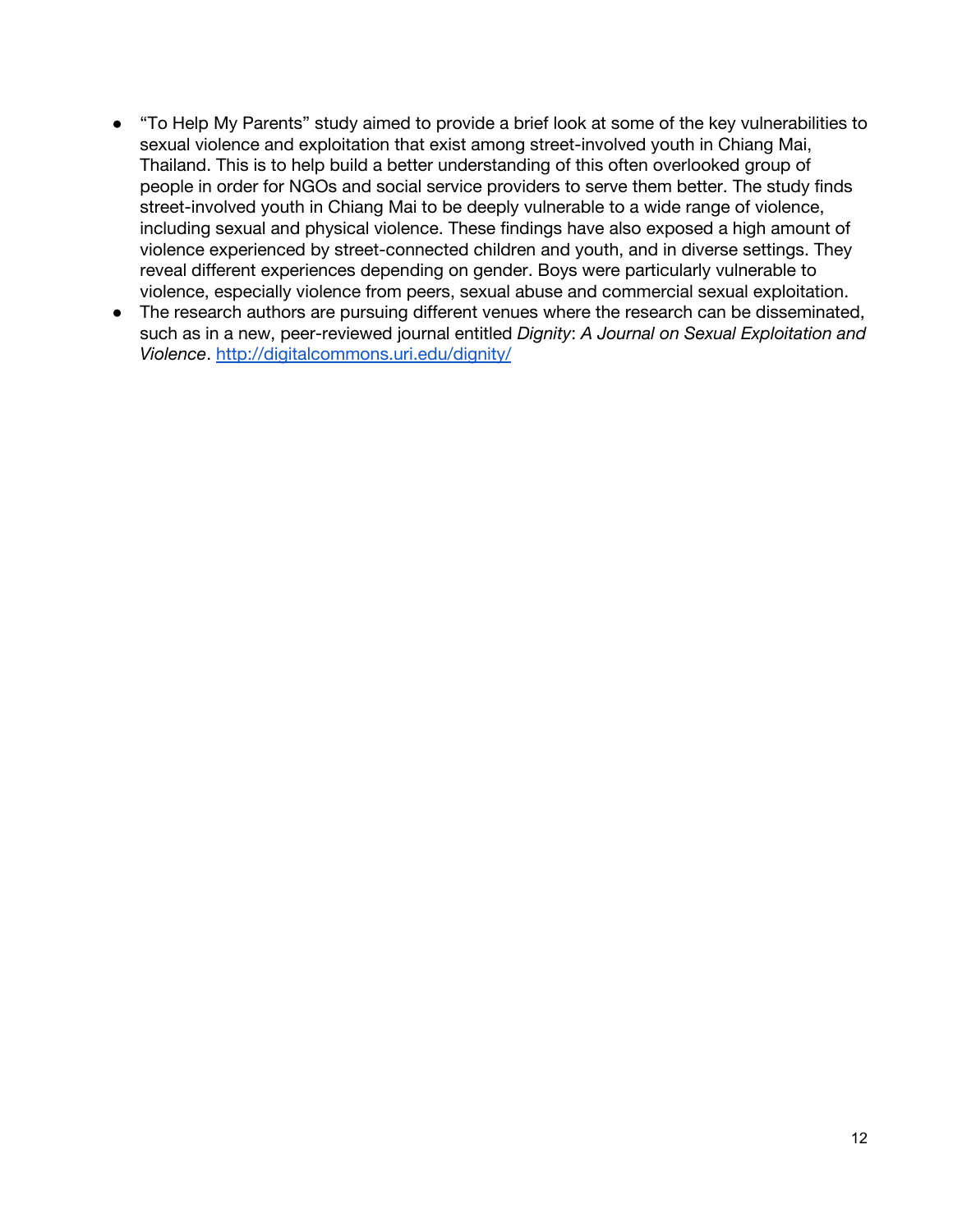- “To Help My Parents” study aimed to provide a brief look at some of the key vulnerabilities to sexual violence and exploitation that exist among street-involved youth in Chiang Mai, Thailand. This is to help build a better understanding of this often overlooked group of people in order for NGOs and social service providers to serve them better. The study finds street-involved youth in Chiang Mai to be deeply vulnerable to a wide range of violence, including sexual and physical violence. These findings have also exposed a high amount of violence experienced by street-connected children and youth, and in diverse settings. They reveal different experiences depending on gender. Boys were particularly vulnerable to violence, especially violence from peers, sexual abuse and commercial sexual exploitation.
- The research authors are pursuing different venues where the research can be disseminated, such as in a new, peer-reviewed journal entitled *Dignity*: *A Journal on Sexual Exploitation and Violence*. [http://digitalcommons.uri.edu/dignity/](http://digitalcommons.uri.edu/dignity/)